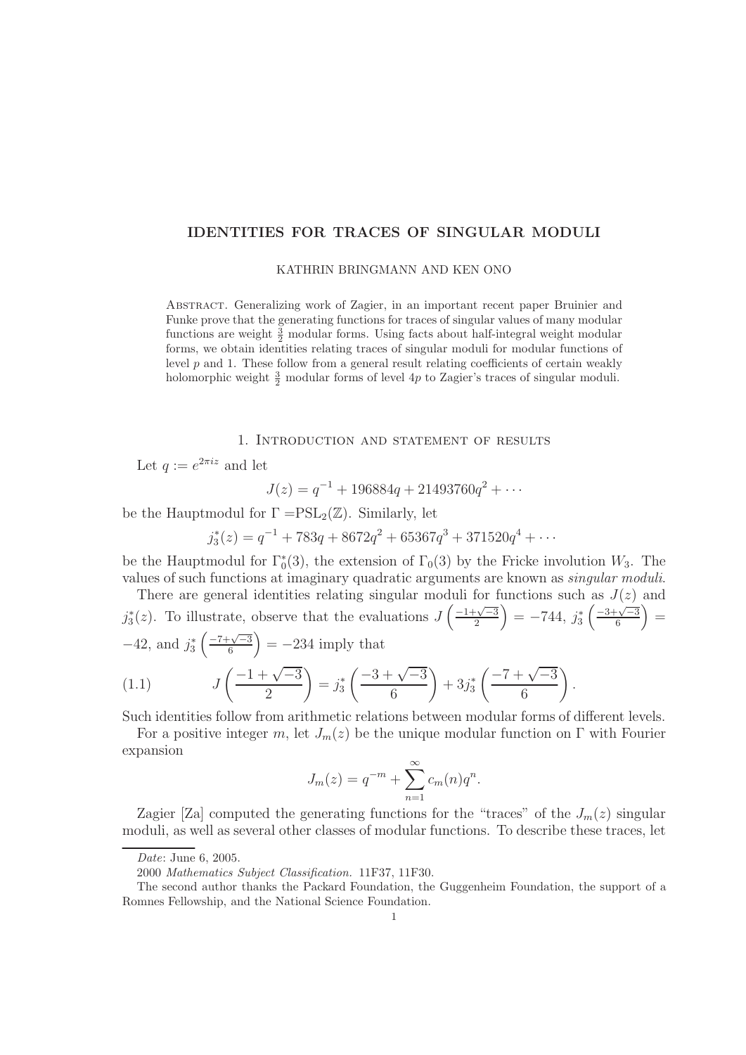# IDENTITIES FOR TRACES OF SINGULAR MODULI

KATHRIN BRINGMANN AND KEN ONO

ABSTRACT. Generalizing work of Zagier, in an important recent paper Bruinier and Funke prove that the generating functions for traces of singular values of many modular functions are weight $\frac{3}{2}$ modular forms. Using facts about half-integral weight modular forms, we obtain identities relating traces of singular moduli for modular functions of level $p$ and 1. These follow from a general result relating coefficients of certain weakly holomorphic weight $\frac{3}{2}$ modular forms of level $4p$ to Zagier's traces of singular moduli.

## 1. Introduction and statement of results

Let $q := e^{2\pi i z}$ and let

$$J(z) = q^{-1} + 196884q + 21493760q^2 + \cdots$$

be the Hauptmodul for $\Gamma = \mathrm{PSL}_2(\mathbb{Z})$. Similarly, let

$$j_3^*(z) = q^{-1} + 783q + 8672q^2 + 65367q^3 + 371520q^4 + \cdots$$

be the Hauptmodul for $\Gamma_0^*(3)$, the extension of $\Gamma_0(3)$ by the Fricke involution $W_3$. The values of such functions at imaginary quadratic arguments are known as *singular moduli*.

There are general identities relating singular moduli for functions such as $J(z)$ and $j_3^*(z)$. To illustrate, observe that the evaluations $J\left(\frac{-1+\sqrt{-3}}{2}\right) = -744$, $j_3^*\left(\frac{-3+\sqrt{-3}}{6}\right) = -42$, and $j_3^*\left(\frac{-7+\sqrt{-3}}{6}\right) = -234$ imply that

$$J\left(\frac{-1+\sqrt{-3}}{2}\right) = j_3^*\left(\frac{-3+\sqrt{-3}}{6}\right) + 3j_3^*\left(\frac{-7+\sqrt{-3}}{6}\right). \tag{1.1}$$

Such identities follow from arithmetic relations between modular forms of different levels.

For a positive integer $m$, let $J_m(z)$ be the unique modular function on $\Gamma$ with Fourier expansion

$$J_m(z) = q^{-m} + \sum_{n=1}^{\infty} c_m(n)q^n.$$

Zagier [Za] computed the generating functions for the "traces" of the $J_m(z)$ singular moduli, as well as several other classes of modular functions. To describe these traces, let

---

*Date*: June 6, 2005.

2000 *Mathematics Subject Classification.* 11F37, 11F30.

The second author thanks the Packard Foundation, the Guggenheim Foundation, the support of a Romnes Fellowship, and the National Science Foundation.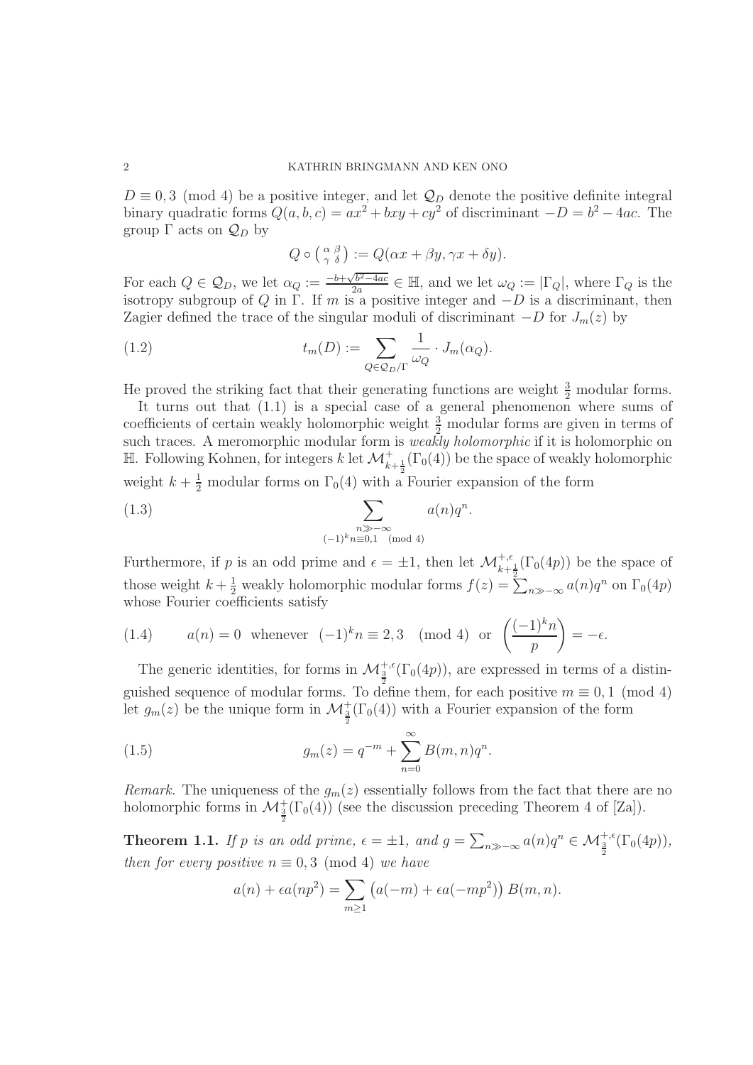$D \equiv 0, 3 \pmod 4$ be a positive integer, and let $\mathcal{Q}_D$ denote the positive definite integral binary quadratic forms $Q(a, b, c) = ax^2 + bxy + cy^2$ of discriminant $-D = b^2 - 4ac$. The group $\Gamma$ acts on $\mathcal{Q}_D$ by

$$Q \circ \left( \begin{smallmatrix} \alpha & \beta \\ \gamma & \delta \end{smallmatrix} \right) := Q(\alpha x + \beta y, \gamma x + \delta y).$$

For each $Q \in \mathcal{Q}_D$, we let $\alpha_Q := \frac{-b+\sqrt{b^2-4ac}}{2a} \in \mathbb{H}$, and we let $\omega_Q := |\Gamma_Q|$, where $\Gamma_Q$ is the isotropy subgroup of $Q$ in $\Gamma$. If $m$ is a positive integer and $-D$ is a discriminant, then Zagier defined the trace of the singular moduli of discriminant $-D$ for $J_m(z)$ by

$$t_m(D) := \sum_{Q \in \mathcal{Q}_D/\Gamma} \frac{1}{\omega_Q} \cdot J_m(\alpha_Q). \tag{1.2}$$

He proved the striking fact that their generating functions are weight $\frac{3}{2}$ modular forms.

It turns out that (1.1) is a special case of a general phenomenon where sums of coefficients of certain weakly holomorphic weight $\frac{3}{2}$ modular forms are given in terms of such traces. A meromorphic modular form is *weakly holomorphic* if it is holomorphic on $\mathbb{H}$. Following Kohnen, for integers $k$ let $\mathcal{M}^+_{k+\frac{1}{2}}(\Gamma_0(4))$ be the space of weakly holomorphic weight $k + \frac{1}{2}$ modular forms on $\Gamma_0(4)$ with a Fourier expansion of the form

$$\sum_{\substack{n \gg -\infty \\ (-1)^k n \equiv 0,1 \pmod 4}} a(n)q^n. \tag{1.3}$$

Furthermore, if $p$ is an odd prime and $\epsilon = \pm 1$, then let $\mathcal{M}^{+,\epsilon}_{k+\frac{1}{2}}(\Gamma_0(4p))$ be the space of those weight $k + \frac{1}{2}$ weakly holomorphic modular forms $f(z) = \sum_{n \gg -\infty} a(n)q^n$ on $\Gamma_0(4p)$ whose Fourier coefficients satisfy

$$a(n) = 0 \text{ whenever } (-1)^k n \equiv 2, 3 \pmod 4 \text{ or } \left( \frac{(-1)^k n}{p} \right) = -\epsilon. \tag{1.4}$$

The generic identities, for forms in $\mathcal{M}^{+,\epsilon}_{\frac{3}{2}}(\Gamma_0(4p))$, are expressed in terms of a distinguished sequence of modular forms. To define them, for each positive $m \equiv 0, 1 \pmod 4$ let $g_m(z)$ be the unique form in $\mathcal{M}^+_{\frac{3}{2}}(\Gamma_0(4))$ with a Fourier expansion of the form

$$g_m(z) = q^{-m} + \sum_{n=0}^{\infty} B(m, n)q^n. \tag{1.5}$$

*Remark.* The uniqueness of the $g_m(z)$ essentially follows from the fact that there are no holomorphic forms in $\mathcal{M}^+_{\frac{3}{2}}(\Gamma_0(4))$ (see the discussion preceding Theorem 4 of [Za]).

**Theorem 1.1.** *If $p$ is an odd prime, $\epsilon = \pm 1$, and $g = \sum_{n \gg -\infty} a(n)q^n \in \mathcal{M}^{+,\epsilon}_{\frac{3}{2}}(\Gamma_0(4p))$, then for every positive $n \equiv 0, 3 \pmod 4$ we have*

$$a(n) + \epsilon a(np^2) = \sum_{m \geq 1} \left( a(-m) + \epsilon a(-mp^2) \right) B(m, n).$$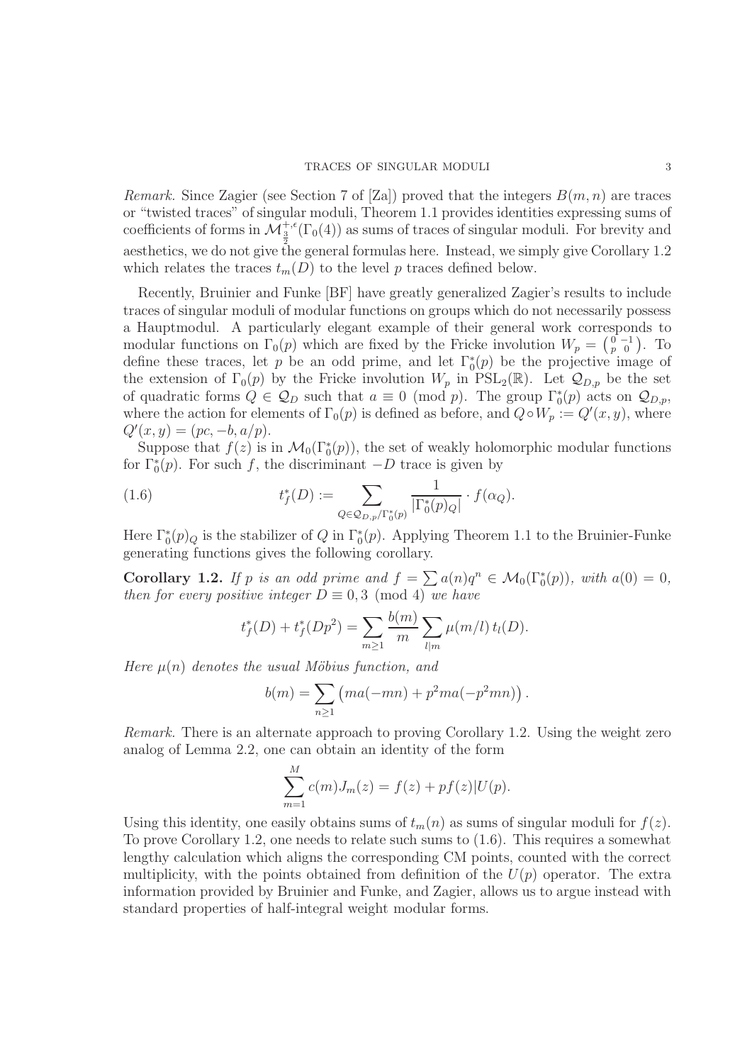*Remark.* Since Zagier (see Section 7 of [Za]) proved that the integers $B(m,n)$ are traces or "twisted traces" of singular moduli, Theorem 1.1 provides identities expressing sums of coefficients of forms in $\mathcal{M}^{+,\epsilon}_{\frac{3}{2}}(\Gamma_0(4))$ as sums of traces of singular moduli. For brevity and aesthetics, we do not give the general formulas here. Instead, we simply give Corollary 1.2 which relates the traces $t_m(D)$ to the level $p$ traces defined below.

Recently, Bruinier and Funke [BF] have greatly generalized Zagier's results to include traces of singular moduli of modular functions on groups which do not necessarily possess a Hauptmodul. A particularly elegant example of their general work corresponds to modular functions on $\Gamma_0(p)$ which are fixed by the Fricke involution $W_p = \left(\begin{smallmatrix} 0 & -1 \\ p & 0 \end{smallmatrix}\right)$. To define these traces, let $p$ be an odd prime, and let $\Gamma_0^*(p)$ be the projective image of the extension of $\Gamma_0(p)$ by the Fricke involution $W_p$ in $\mathrm{PSL}_2(\mathbb{R})$. Let $\mathcal{Q}_{D,p}$ be the set of quadratic forms $Q \in \mathcal{Q}_D$ such that $a \equiv 0 \pmod{p}$. The group $\Gamma_0^*(p)$ acts on $\mathcal{Q}_{D,p}$, where the action for elements of $\Gamma_0(p)$ is defined as before, and $Q \circ W_p := Q'(x,y)$, where $Q'(x,y) = (pc, -b, a/p)$.

Suppose that $f(z)$ is in $\mathcal{M}_0(\Gamma_0^*(p))$, the set of weakly holomorphic modular functions for $\Gamma_0^*(p)$. For such $f$, the discriminant $-D$ trace is given by

$$t_f^*(D) := \sum_{Q \in \mathcal{Q}_{D,p}/\Gamma_0^*(p)} \frac{1}{|\Gamma_0^*(p)_Q|} \cdot f(\alpha_Q). \tag{1.6}$$

Here $\Gamma_0^*(p)_Q$ is the stabilizer of $Q$ in $\Gamma_0^*(p)$. Applying Theorem 1.1 to the Bruinier-Funke generating functions gives the following corollary.

**Corollary 1.2.** *If $p$ is an odd prime and $f = \sum a(n)q^n \in \mathcal{M}_0(\Gamma_0^*(p))$, with $a(0) = 0$, then for every positive integer $D \equiv 0, 3 \pmod{4}$ we have*

$$t_f^*(D) + t_f^*(Dp^2) = \sum_{m \geq 1} \frac{b(m)}{m} \sum_{l \mid m} \mu(m/l)\, t_l(D).$$

*Here $\mu(n)$ denotes the usual Möbius function, and*

$$b(m) = \sum_{n \geq 1} \left( ma(-mn) + p^2 ma(-p^2mn) \right).$$

*Remark.* There is an alternate approach to proving Corollary 1.2. Using the weight zero analog of Lemma 2.2, one can obtain an identity of the form

$$\sum_{m=1}^{M} c(m) J_m(z) = f(z) + pf(z)|U(p).$$

Using this identity, one easily obtains sums of $t_m(n)$ as sums of singular moduli for $f(z)$. To prove Corollary 1.2, one needs to relate such sums to (1.6). This requires a somewhat lengthy calculation which aligns the corresponding CM points, counted with the correct multiplicity, with the points obtained from definition of the $U(p)$ operator. The extra information provided by Bruinier and Funke, and Zagier, allows us to argue instead with standard properties of half-integral weight modular forms.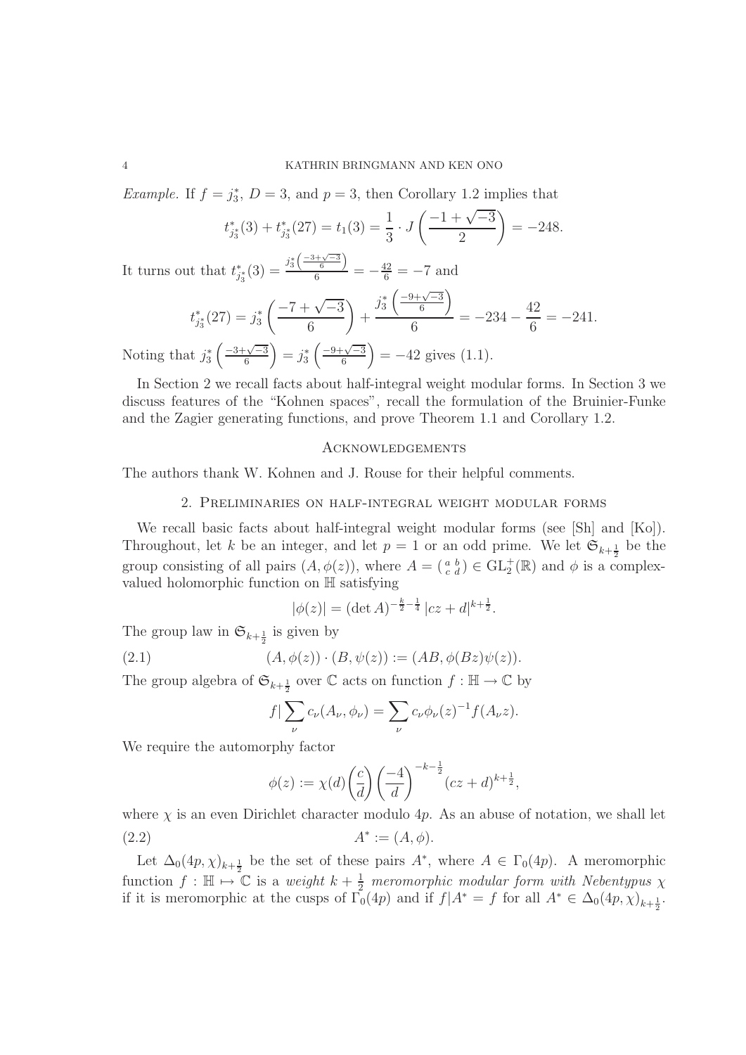*Example.* If $f = j_3^*$, $D = 3$, and $p = 3$, then Corollary 1.2 implies that

$$t^*_{j_3^*}(3) + t^*_{j_3^*}(27) = t_1(3) = \frac{1}{3} \cdot J\left(\frac{-1+\sqrt{-3}}{2}\right) = -248.$$

It turns out that $t^*_{j_3^*}(3) = \frac{j_3^*\left(\frac{-3+\sqrt{-3}}{6}\right)}{6} = -\frac{42}{6} = -7$ and

$$t^*_{j_3^*}(27) = j_3^*\left(\frac{-7+\sqrt{-3}}{6}\right) + \frac{j_3^*\left(\frac{-9+\sqrt{-3}}{6}\right)}{6} = -234 - \frac{42}{6} = -241.$$

Noting that $j_3^*\left(\frac{-3+\sqrt{-3}}{6}\right) = j_3^*\left(\frac{-9+\sqrt{-3}}{6}\right) = -42$ gives (1.1).

In Section 2 we recall facts about half-integral weight modular forms. In Section 3 we discuss features of the "Kohnen spaces", recall the formulation of the Bruinier-Funke and the Zagier generating functions, and prove Theorem 1.1 and Corollary 1.2.

## Acknowledgements

The authors thank W. Kohnen and J. Rouse for their helpful comments.

## 2. Preliminaries on half-integral weight modular forms

We recall basic facts about half-integral weight modular forms (see [Sh] and [Ko]). Throughout, let $k$ be an integer, and let $p = 1$ or an odd prime. We let $\mathfrak{G}_{k+\frac{1}{2}}$ be the group consisting of all pairs $(A, \phi(z))$, where $A = \left(\begin{smallmatrix} a & b \\ c & d \end{smallmatrix}\right) \in \mathrm{GL}_2^+(\mathbb{R})$ and $\phi$ is a complex-valued holomorphic function on $\mathbb{H}$ satisfying

$$|\phi(z)| = (\det A)^{-\frac{k}{2}-\frac{1}{4}} \, |cz+d|^{k+\frac{1}{2}}.$$

The group law in $\mathfrak{G}_{k+\frac{1}{2}}$ is given by

$$(A, \phi(z)) \cdot (B, \psi(z)) := (AB, \phi(Bz)\psi(z)). \tag{2.1}$$

The group algebra of $\mathfrak{G}_{k+\frac{1}{2}}$ over $\mathbb{C}$ acts on function $f : \mathbb{H} \to \mathbb{C}$ by

$$f| \sum_\nu c_\nu (A_\nu, \phi_\nu) = \sum_\nu c_\nu \phi_\nu(z)^{-1} f(A_\nu z).$$

We require the automorphy factor

$$\phi(z) := \chi(d) \left(\frac{c}{d}\right) \left(\frac{-4}{d}\right)^{-k-\frac{1}{2}} (cz+d)^{k+\frac{1}{2}},$$

where $\chi$ is an even Dirichlet character modulo $4p$. As an abuse of notation, we shall let

$$A^* := (A, \phi). \tag{2.2}$$

Let $\Delta_0(4p, \chi)_{k+\frac{1}{2}}$ be the set of these pairs $A^*$, where $A \in \Gamma_0(4p)$. A meromorphic function $f : \mathbb{H} \mapsto \mathbb{C}$ is a *weight $k + \frac{1}{2}$ meromorphic modular form with Nebentypus $\chi$* if it is meromorphic at the cusps of $\Gamma_0(4p)$ and if $f|A^* = f$ for all $A^* \in \Delta_0(4p, \chi)_{k+\frac{1}{2}}$.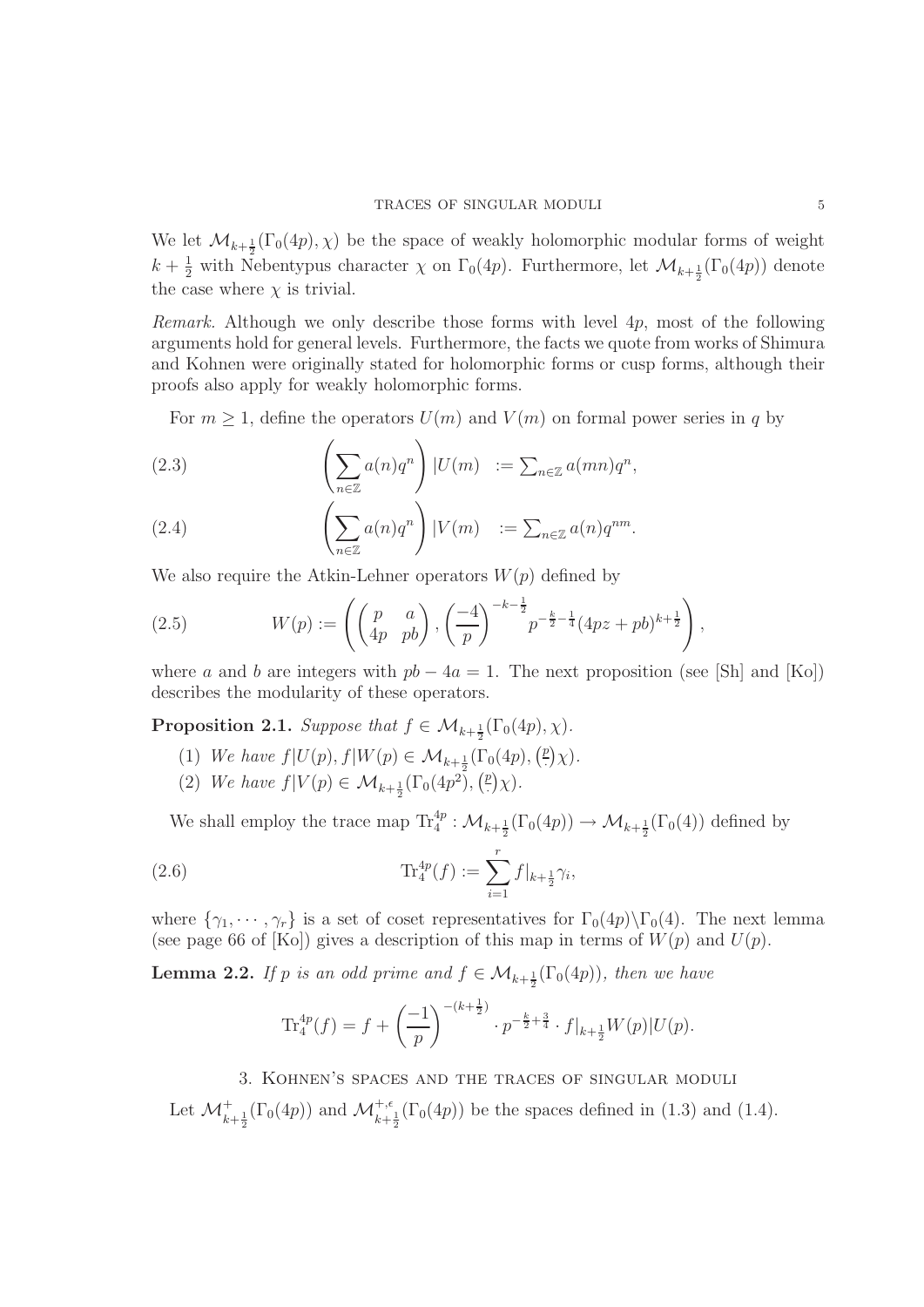We let $\mathcal{M}_{k+\frac{1}{2}}(\Gamma_0(4p),\chi)$ be the space of weakly holomorphic modular forms of weight $k+\frac{1}{2}$ with Nebentypus character $\chi$ on $\Gamma_0(4p)$. Furthermore, let $\mathcal{M}_{k+\frac{1}{2}}(\Gamma_0(4p))$ denote the case where $\chi$ is trivial.

*Remark.* Although we only describe those forms with level $4p$, most of the following arguments hold for general levels. Furthermore, the facts we quote from works of Shimura and Kohnen were originally stated for holomorphic forms or cusp forms, although their proofs also apply for weakly holomorphic forms.

For $m \geq 1$, define the operators $U(m)$ and $V(m)$ on formal power series in $q$ by

$$\left(\sum_{n\in\mathbb{Z}} a(n)q^n\right)|U(m) \quad := \textstyle\sum_{n\in\mathbb{Z}} a(mn)q^n, \tag{2.3}$$

$$\left(\sum_{n\in\mathbb{Z}} a(n)q^n\right)|V(m) \quad := \textstyle\sum_{n\in\mathbb{Z}} a(n)q^{nm}. \tag{2.4}$$

We also require the Atkin-Lehner operators $W(p)$ defined by

$$W(p) := \left(\begin{pmatrix} p & a \\ 4p & pb \end{pmatrix}, \left(\frac{-4}{p}\right)^{-k-\frac{1}{2}} p^{-\frac{k}{2}-\frac{1}{4}}(4pz+pb)^{k+\frac{1}{2}}\right), \tag{2.5}$$

where $a$ and $b$ are integers with $pb - 4a = 1$. The next proposition (see [Sh] and [Ko]) describes the modularity of these operators.

**Proposition 2.1.** *Suppose that $f \in \mathcal{M}_{k+\frac{1}{2}}(\Gamma_0(4p),\chi)$.*

1. *We have $f|U(p), f|W(p) \in \mathcal{M}_{k+\frac{1}{2}}(\Gamma_0(4p), \left(\frac{p}{\cdot}\right)\chi)$.*
2. *We have $f|V(p) \in \mathcal{M}_{k+\frac{1}{2}}(\Gamma_0(4p^2), \left(\frac{p}{\cdot}\right)\chi)$.*

We shall employ the trace map $\mathrm{Tr}_4^{4p} : \mathcal{M}_{k+\frac{1}{2}}(\Gamma_0(4p)) \to \mathcal{M}_{k+\frac{1}{2}}(\Gamma_0(4))$ defined by

$$\mathrm{Tr}_4^{4p}(f) := \sum_{i=1}^{r} f|_{k+\frac{1}{2}}\gamma_i, \tag{2.6}$$

where $\{\gamma_1, \cdots, \gamma_r\}$ is a set of coset representatives for $\Gamma_0(4p)\backslash\Gamma_0(4)$. The next lemma (see page 66 of [Ko]) gives a description of this map in terms of $W(p)$ and $U(p)$.

**Lemma 2.2.** *If $p$ is an odd prime and $f \in \mathcal{M}_{k+\frac{1}{2}}(\Gamma_0(4p))$, then we have*

$$\mathrm{Tr}_4^{4p}(f) = f + \left(\frac{-1}{p}\right)^{-(k+\frac{1}{2})} \cdot p^{-\frac{k}{2}+\frac{3}{4}} \cdot f|_{k+\frac{1}{2}}W(p)|U(p).$$

## 3. Kohnen's spaces and the traces of singular moduli

Let $\mathcal{M}^+_{k+\frac{1}{2}}(\Gamma_0(4p))$ and $\mathcal{M}^{+,\epsilon}_{k+\frac{1}{2}}(\Gamma_0(4p))$ be the spaces defined in (1.3) and (1.4).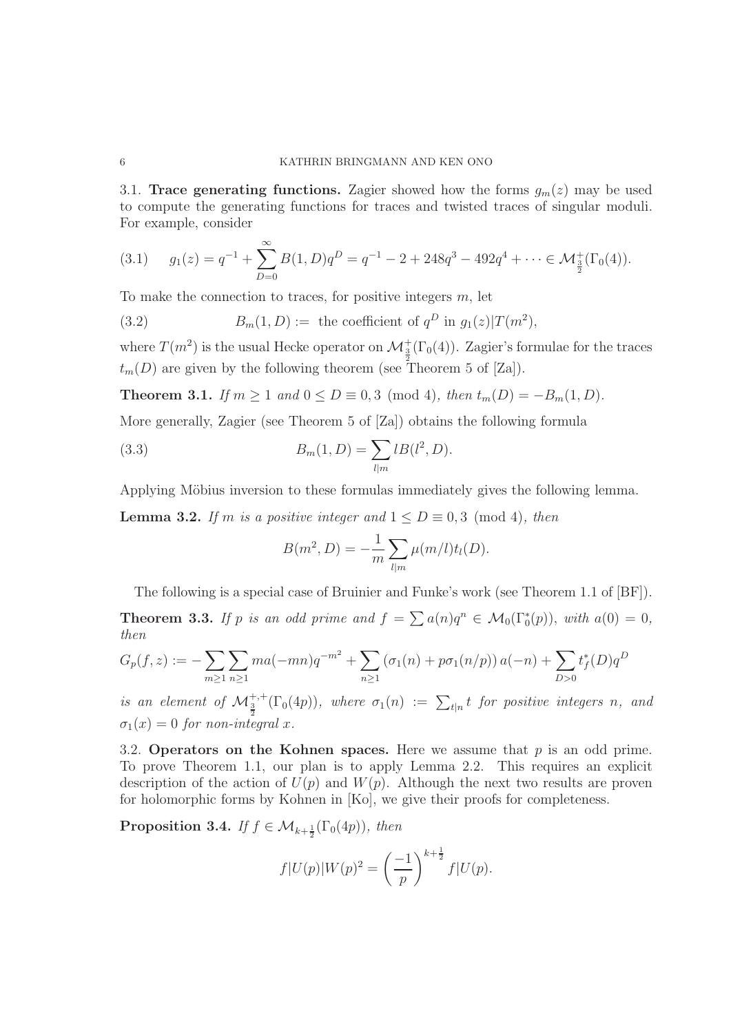**3.1. Trace generating functions.** Zagier showed how the forms $g_m(z)$ may be used to compute the generating functions for traces and twisted traces of singular moduli. For example, consider

$$g_1(z) = q^{-1} + \sum_{D=0}^{\infty} B(1,D)q^D = q^{-1} - 2 + 248q^3 - 492q^4 + \cdots \in \mathcal{M}_{\frac{3}{2}}^{+}(\Gamma_0(4)). \tag{3.1}$$

To make the connection to traces, for positive integers $m$, let

$$B_m(1,D) := \text{ the coefficient of } q^D \text{ in } g_1(z)|T(m^2), \tag{3.2}$$

where $T(m^2)$ is the usual Hecke operator on $\mathcal{M}_{\frac{3}{2}}^{+}(\Gamma_0(4))$. Zagier's formulae for the traces $t_m(D)$ are given by the following theorem (see Theorem 5 of [Za]).

**Theorem 3.1.** *If $m \geq 1$ and $0 \leq D \equiv 0, 3 \pmod 4$, then $t_m(D) = -B_m(1,D)$.*

More generally, Zagier (see Theorem 5 of [Za]) obtains the following formula

$$B_m(1,D) = \sum_{l|m} lB(l^2, D). \tag{3.3}$$

Applying Möbius inversion to these formulas immediately gives the following lemma.

**Lemma 3.2.** *If $m$ is a positive integer and $1 \leq D \equiv 0, 3 \pmod 4$, then*

$$B(m^2, D) = -\frac{1}{m}\sum_{l|m} \mu(m/l)t_l(D).$$

The following is a special case of Bruinier and Funke's work (see Theorem 1.1 of [BF]).

**Theorem 3.3.** *If $p$ is an odd prime and $f = \sum a(n)q^n \in \mathcal{M}_0(\Gamma_0^*(p))$, with $a(0) = 0$, then*

$$G_p(f,z) := -\sum_{m\geq 1}\sum_{n\geq 1} ma(-mn)q^{-m^2} + \sum_{n \geq 1}\left(\sigma_1(n) + p\sigma_1(n/p)\right)a(-n) + \sum_{D>0} t_f^*(D)q^D$$

*is an element of $\mathcal{M}_{\frac{3}{2}}^{+,+}(\Gamma_0(4p))$, where $\sigma_1(n) := \sum_{t|n} t$ for positive integers $n$, and $\sigma_1(x) = 0$ for non-integral $x$.*

**3.2. Operators on the Kohnen spaces.** Here we assume that $p$ is an odd prime. To prove Theorem 1.1, our plan is to apply Lemma 2.2. This requires an explicit description of the action of $U(p)$ and $W(p)$. Although the next two results are proven for holomorphic forms by Kohnen in [Ko], we give their proofs for completeness.

**Proposition 3.4.** *If $f \in \mathcal{M}_{k+\frac{1}{2}}(\Gamma_0(4p))$, then*

$$f|U(p)|W(p)^2 = \left(\frac{-1}{p}\right)^{k+\frac{1}{2}} f|U(p).$$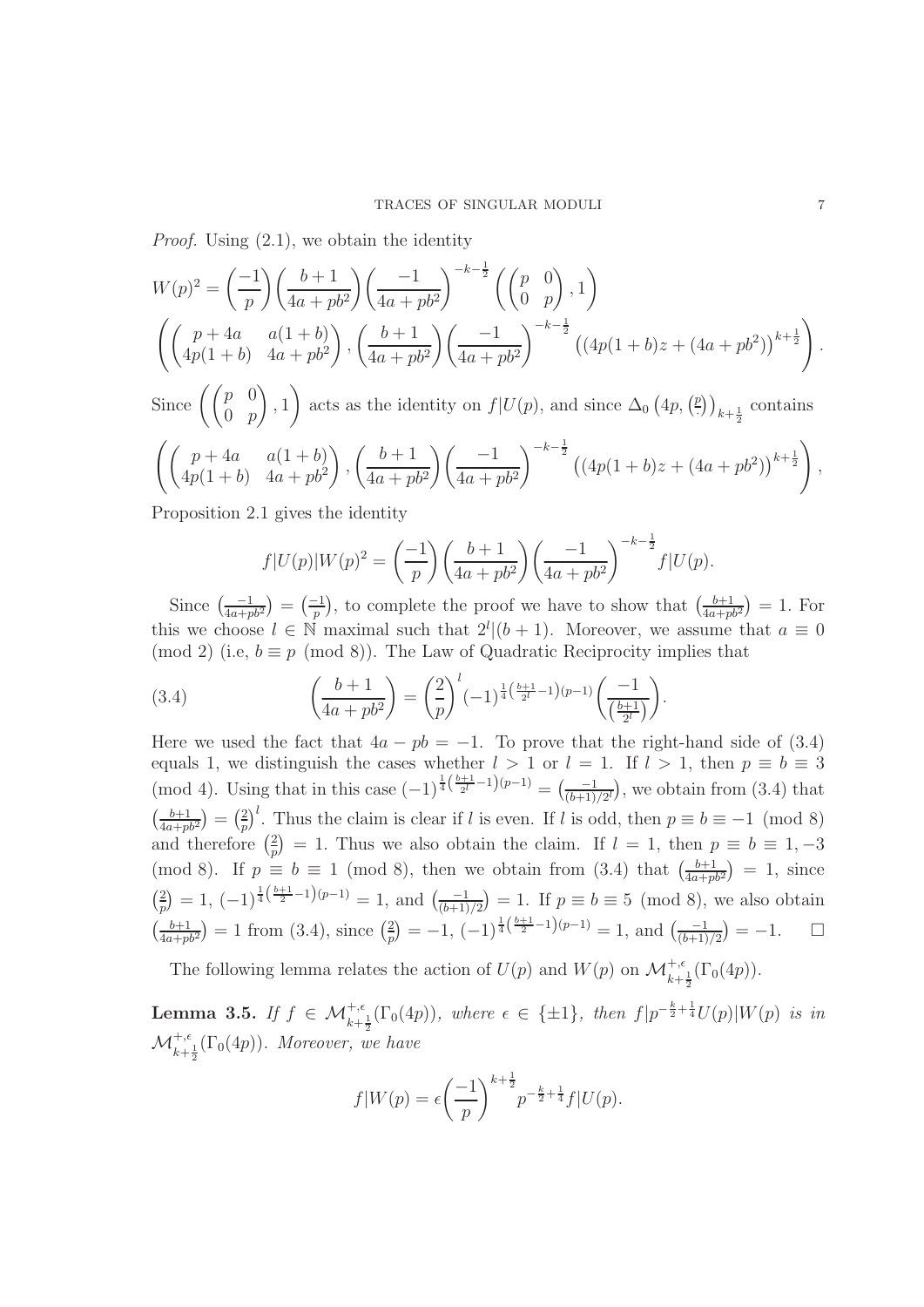*Proof.* Using (2.1), we obtain the identity

$$W(p)^2 = \left(\frac{-1}{p}\right)\left(\frac{b+1}{4a+pb^2}\right)\left(\frac{-1}{4a+pb^2}\right)^{-k-\frac{1}{2}}\left(\begin{pmatrix} p & 0 \\ 0 & p\end{pmatrix}, 1\right)$$
$$\left(\begin{pmatrix} p+4a & a(1+b) \\ 4p(1+b) & 4a+pb^2\end{pmatrix}, \left(\frac{b+1}{4a+pb^2}\right)\left(\frac{-1}{4a+pb^2}\right)^{-k-\frac{1}{2}}\left((4p(1+b)z+(4a+pb^2)\right)^{k+\frac{1}{2}}\right).$$

Since $\left(\begin{pmatrix} p & 0 \\ 0 & p\end{pmatrix}, 1\right)$ acts as the identity on $f|U(p)$, and since $\Delta_0\left(4p, \left(\frac{p}{\cdot}\right)\right)_{k+\frac{1}{2}}$ contains

$$\left(\begin{pmatrix} p+4a & a(1+b) \\ 4p(1+b) & 4a+pb^2\end{pmatrix}, \left(\frac{b+1}{4a+pb^2}\right)\left(\frac{-1}{4a+pb^2}\right)^{-k-\frac{1}{2}}\left((4p(1+b)z+(4a+pb^2)\right)^{k+\frac{1}{2}}\right),$$

Proposition 2.1 gives the identity

$$f|U(p)|W(p)^2 = \left(\frac{-1}{p}\right)\left(\frac{b+1}{4a+pb^2}\right)\left(\frac{-1}{4a+pb^2}\right)^{-k-\frac{1}{2}} f|U(p).$$

Since $\left(\frac{-1}{4a+pb^2}\right) = \left(\frac{-1}{p}\right)$, to complete the proof we have to show that $\left(\frac{b+1}{4a+pb^2}\right) = 1$. For this we choose $l \in \mathbb{N}$ maximal such that $2^l | (b+1)$. Moreover, we assume that $a \equiv 0 \pmod 2$ (i.e, $b \equiv p \pmod 8$). The Law of Quadratic Reciprocity implies that

$$\left(\frac{b+1}{4a+pb^2}\right) = \left(\frac{2}{p}\right)^l (-1)^{\frac{1}{4}\left(\frac{b+1}{2^l}-1\right)(p-1)}\left(\frac{-1}{\left(\frac{b+1}{2^l}\right)}\right). \tag{3.4}$$

Here we used the fact that $4a - pb = -1$. To prove that the right-hand side of (3.4) equals 1, we distinguish the cases whether $l > 1$ or $l = 1$. If $l > 1$, then $p \equiv b \equiv 3 \pmod 4$. Using that in this case $(-1)^{\frac{1}{4}\left(\frac{b+1}{2^l}-1\right)(p-1)} = \left(\frac{-1}{(b+1)/2^l}\right)$, we obtain from (3.4) that $\left(\frac{b+1}{4a+pb^2}\right) = \left(\frac{2}{p}\right)^l$. Thus the claim is clear if $l$ is even. If $l$ is odd, then $p \equiv b \equiv -1 \pmod 8$ and therefore $\left(\frac{2}{p}\right) = 1$. Thus we also obtain the claim. If $l = 1$, then $p \equiv b \equiv 1, -3 \pmod 8$. If $p \equiv b \equiv 1 \pmod 8$, then we obtain from (3.4) that $\left(\frac{b+1}{4a+pb^2}\right) = 1$, since $\left(\frac{2}{p}\right) = 1$, $(-1)^{\frac{1}{4}\left(\frac{b+1}{2}-1\right)(p-1)} = 1$, and $\left(\frac{-1}{(b+1)/2}\right) = 1$. If $p \equiv b \equiv 5 \pmod 8$, we also obtain $\left(\frac{b+1}{4a+pb^2}\right) = 1$ from (3.4), since $\left(\frac{2}{p}\right) = -1$, $(-1)^{\frac{1}{4}\left(\frac{b+1}{2}-1\right)(p-1)} = 1$, and $\left(\frac{-1}{(b+1)/2}\right) = -1$. □

The following lemma relates the action of $U(p)$ and $W(p)$ on $\mathcal{M}^{+,\epsilon}_{k+\frac{1}{2}}(\Gamma_0(4p))$.

**Lemma 3.5.** *If $f \in \mathcal{M}^{+,\epsilon}_{k+\frac{1}{2}}(\Gamma_0(4p))$, where $\epsilon \in \{\pm 1\}$, then $f|p^{-\frac{k}{2}+\frac{1}{4}}U(p)|W(p)$ is in $\mathcal{M}^{+,\epsilon}_{k+\frac{1}{2}}(\Gamma_0(4p))$. Moreover, we have*

$$f|W(p) = \epsilon\left(\frac{-1}{p}\right)^{k+\frac{1}{2}} p^{-\frac{k}{2}+\frac{1}{4}} f|U(p).$$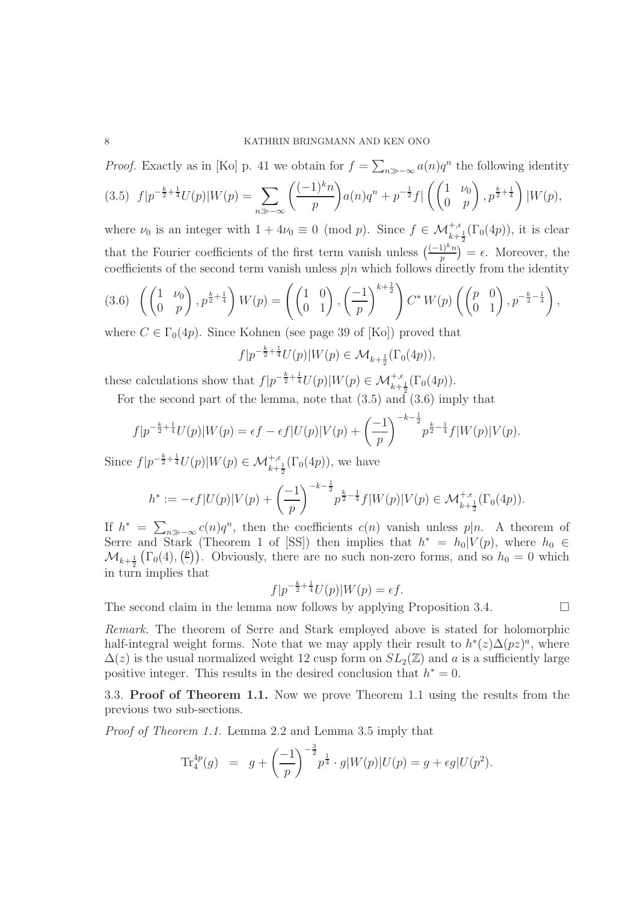*Proof.* Exactly as in [Ko] p. 41 we obtain for $f = \sum_{n \gg -\infty} a(n)q^n$ the following identity

$$
(3.5)\quad f|p^{-\frac{k}{2}+\frac{1}{4}}U(p)|W(p) = \sum_{n \gg -\infty} \left(\frac{(-1)^k n}{p}\right) a(n)q^n + p^{-\frac{1}{2}} f| \left( \begin{pmatrix} 1 & \nu_0 \\ 0 & p \end{pmatrix}, p^{\frac{k}{2}+\frac{1}{4}} \right) |W(p),
$$

where $\nu_0$ is an integer with $1 + 4\nu_0 \equiv 0 \pmod p$. Since $f \in \mathcal{M}^{+,\epsilon}_{k+\frac{1}{2}}(\Gamma_0(4p))$, it is clear that the Fourier coefficients of the first term vanish unless $\left(\frac{(-1)^k n}{p}\right) = \epsilon$. Moreover, the coefficients of the second term vanish unless $p|n$ which follows directly from the identity

$$
(3.6)\quad \left( \begin{pmatrix} 1 & \nu_0 \\ 0 & p \end{pmatrix}, p^{\frac{k}{2}+\frac{1}{4}} \right) W(p) = \left( \begin{pmatrix} 1 & 0 \\ 0 & 1 \end{pmatrix}, \left(\frac{-1}{p}\right)^{k+\frac{1}{2}} \right) C^* \, W(p) \left( \begin{pmatrix} p & 0 \\ 0 & 1 \end{pmatrix}, p^{-\frac{k}{2}-\frac{1}{4}} \right),
$$

where $C \in \Gamma_0(4p)$. Since Kohnen (see page 39 of [Ko]) proved that

$$
f|p^{-\frac{k}{2}+\frac{1}{4}}U(p)|W(p) \in \mathcal{M}_{k+\frac{1}{2}}(\Gamma_0(4p)),
$$

these calculations show that $f|p^{-\frac{k}{2}+\frac{1}{4}}U(p)|W(p) \in \mathcal{M}^{+,\epsilon}_{k+\frac{1}{2}}(\Gamma_0(4p))$.

For the second part of the lemma, note that (3.5) and (3.6) imply that

$$
f|p^{-\frac{k}{2}+\frac{1}{4}}U(p)|W(p) = \epsilon f - \epsilon f|U(p)|V(p) + \left(\frac{-1}{p}\right)^{-k-\frac{1}{2}} p^{\frac{k}{2}-\frac{1}{4}} f|W(p)|V(p).
$$

Since $f|p^{-\frac{k}{2}+\frac{1}{4}}U(p)|W(p) \in \mathcal{M}^{+,\epsilon}_{k+\frac{1}{2}}(\Gamma_0(4p))$, we have

$$
h^* := -\epsilon f|U(p)|V(p) + \left(\frac{-1}{p}\right)^{-k-\frac{1}{2}} p^{\frac{k}{2}-\frac{1}{4}} f|W(p)|V(p) \in \mathcal{M}^{+,\epsilon}_{k+\frac{1}{2}}(\Gamma_0(4p)).
$$

If $h^* = \sum_{n \gg -\infty} c(n)q^n$, then the coefficients $c(n)$ vanish unless $p|n$. A theorem of Serre and Stark (Theorem 1 of [SS]) then implies that $h^* = h_0|V(p)$, where $h_0 \in \mathcal{M}_{k+\frac{1}{2}}\left(\Gamma_0(4), \left(\frac{p}{\cdot}\right)\right)$. Obviously, there are no such non-zero forms, and so $h_0 = 0$ which in turn implies that

$$
f|p^{-\frac{k}{2}+\frac{1}{4}}U(p)|W(p) = \epsilon f.
$$

The second claim in the lemma now follows by applying Proposition 3.4. $\square$

*Remark.* The theorem of Serre and Stark employed above is stated for holomorphic half-integral weight forms. Note that we may apply their result to $h^*(z)\Delta(pz)^a$, where $\Delta(z)$ is the usual normalized weight 12 cusp form on $SL_2(\mathbb{Z})$ and $a$ is a sufficiently large positive integer. This results in the desired conclusion that $h^* = 0$.

### 3.3. Proof of Theorem 1.1.

Now we prove Theorem 1.1 using the results from the previous two sub-sections.

*Proof of Theorem 1.1.* Lemma 2.2 and Lemma 3.5 imply that

$$
\mathrm{Tr}_4^{4p}(g) \;=\; g + \left(\frac{-1}{p}\right)^{-\frac{3}{2}} p^{\frac{1}{4}} \cdot g|W(p)|U(p) = g + \epsilon g|U(p^2).
$$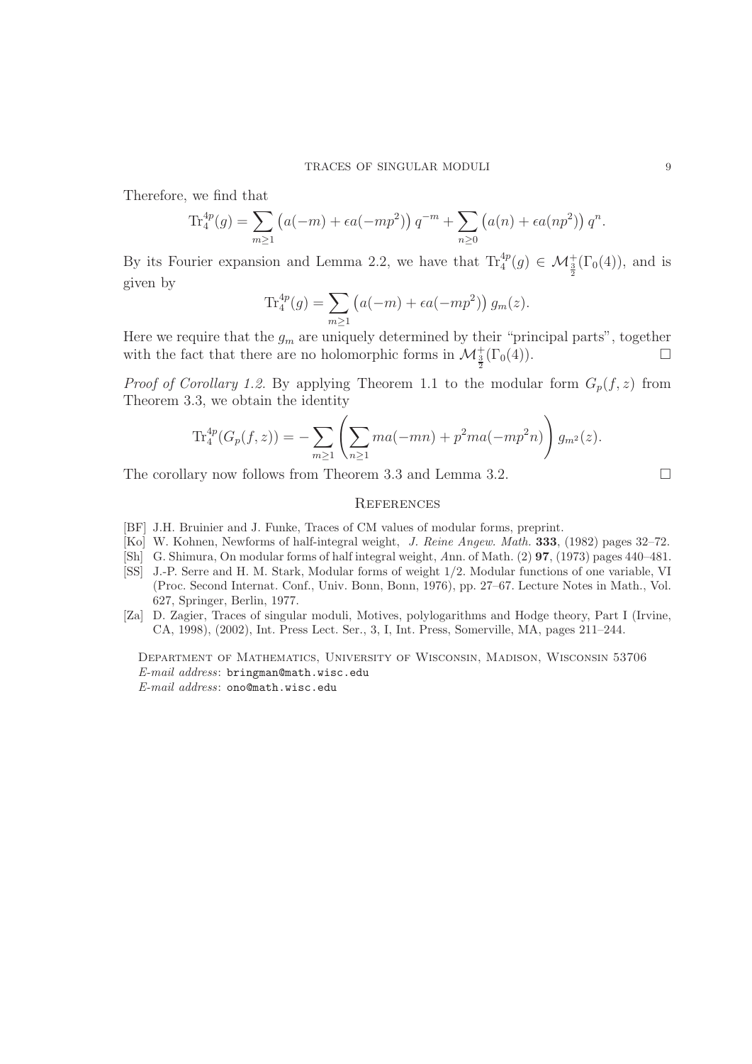Therefore, we find that

$$\mathrm{Tr}_4^{4p}(g) = \sum_{m\geq 1} \left(a(-m) + \epsilon a(-mp^2)\right) q^{-m} + \sum_{n\geq 0} \left(a(n) + \epsilon a(np^2)\right) q^n.$$

By its Fourier expansion and Lemma 2.2, we have that $\mathrm{Tr}_4^{4p}(g) \in \mathcal{M}_{\frac{3}{2}}^{+}(\Gamma_0(4))$, and is given by

$$\mathrm{Tr}_4^{4p}(g) = \sum_{m\geq 1} \left(a(-m) + \epsilon a(-mp^2)\right) g_m(z).$$

Here we require that the $g_m$ are uniquely determined by their "principal parts", together with the fact that there are no holomorphic forms in $\mathcal{M}_{\frac{3}{2}}^{+}(\Gamma_0(4))$. □

*Proof of Corollary 1.2.* By applying Theorem 1.1 to the modular form $G_p(f,z)$ from Theorem 3.3, we obtain the identity

$$\mathrm{Tr}_4^{4p}(G_p(f,z)) = -\sum_{m\geq 1} \left( \sum_{n\geq 1} ma(-mn) + p^2 ma(-mp^2 n) \right) g_{m^2}(z).$$

The corollary now follows from Theorem 3.3 and Lemma 3.2. □

## References

[BF] J.H. Bruinier and J. Funke, Traces of CM values of modular forms, preprint.

[Ko] W. Kohnen, Newforms of half-integral weight, *J. Reine Angew. Math.* **333**, (1982) pages 32–72.

[Sh] G. Shimura, On modular forms of half integral weight, Ann. of Math. (2) **97**, (1973) pages 440–481.

[SS] J.-P. Serre and H. M. Stark, Modular forms of weight 1/2. Modular functions of one variable, VI (Proc. Second Internat. Conf., Univ. Bonn, Bonn, 1976), pp. 27–67. Lecture Notes in Math., Vol. 627, Springer, Berlin, 1977.

[Za] D. Zagier, Traces of singular moduli, Motives, polylogarithms and Hodge theory, Part I (Irvine, CA, 1998), (2002), Int. Press Lect. Ser., 3, I, Int. Press, Somerville, MA, pages 211–244.

Department of Mathematics, University of Wisconsin, Madison, Wisconsin 53706

*E-mail address*: bringman@math.wisc.edu

*E-mail address*: ono@math.wisc.edu